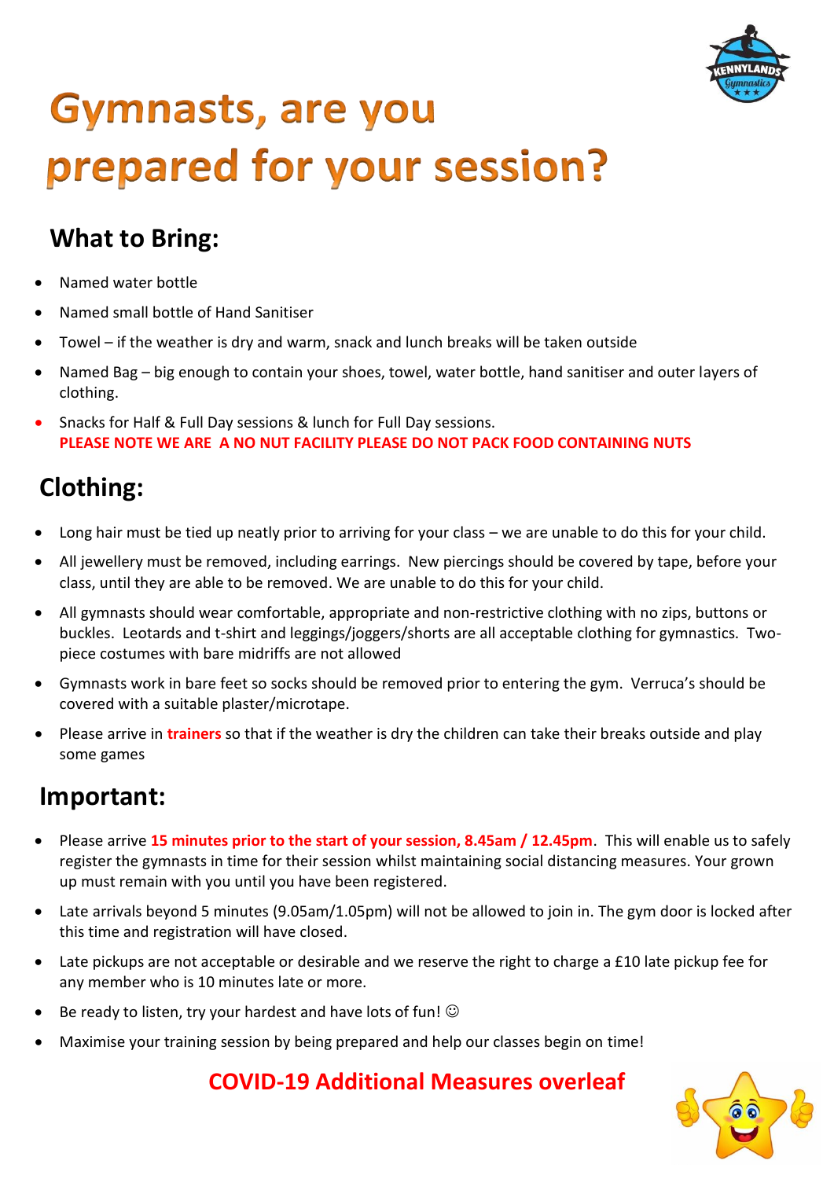# Gymnasts, are you prepared for your session?

## What to Bring:

- Named water bottle
- Named small bottle of Hand Sanitiser
- Towel – if the weather is dry and warm, snack and lunch breaks will be taken outside
- Named Bag – big enough to contain your shoes, towel, water bottle, hand sanitiser and outer layers of clothing.
- Snacks for Half & Full Day sessions & lunch for Full Day sessions.
  **PLEASE NOTE WE ARE A NO NUT FACILITY PLEASE DO NOT PACK FOOD CONTAINING NUTS**

## Clothing:

- Long hair must be tied up neatly prior to arriving for your class – we are unable to do this for your child.
- All jewellery must be removed, including earrings. New piercings should be covered by tape, before your class, until they are able to be removed. We are unable to do this for your child.
- All gymnasts should wear comfortable, appropriate and non-restrictive clothing with no zips, buttons or buckles. Leotards and t-shirt and leggings/joggers/shorts are all acceptable clothing for gymnastics. Two-piece costumes with bare midriffs are not allowed
- Gymnasts work in bare feet so socks should be removed prior to entering the gym. Verruca's should be covered with a suitable plaster/microtape.
- Please arrive in **trainers** so that if the weather is dry the children can take their breaks outside and play some games

## Important:

- Please arrive **15 minutes prior to the start of your session, 8.45am / 12.45pm**. This will enable us to safely register the gymnasts in time for their session whilst maintaining social distancing measures. Your grown up must remain with you until you have been registered.
- Late arrivals beyond 5 minutes (9.05am/1.05pm) will not be allowed to join in. The gym door is locked after this time and registration will have closed.
- Late pickups are not acceptable or desirable and we reserve the right to charge a £10 late pickup fee for any member who is 10 minutes late or more.
- Be ready to listen, try your hardest and have lots of fun! ☺
- Maximise your training session by being prepared and help our classes begin on time!

**COVID-19 Additional Measures overleaf**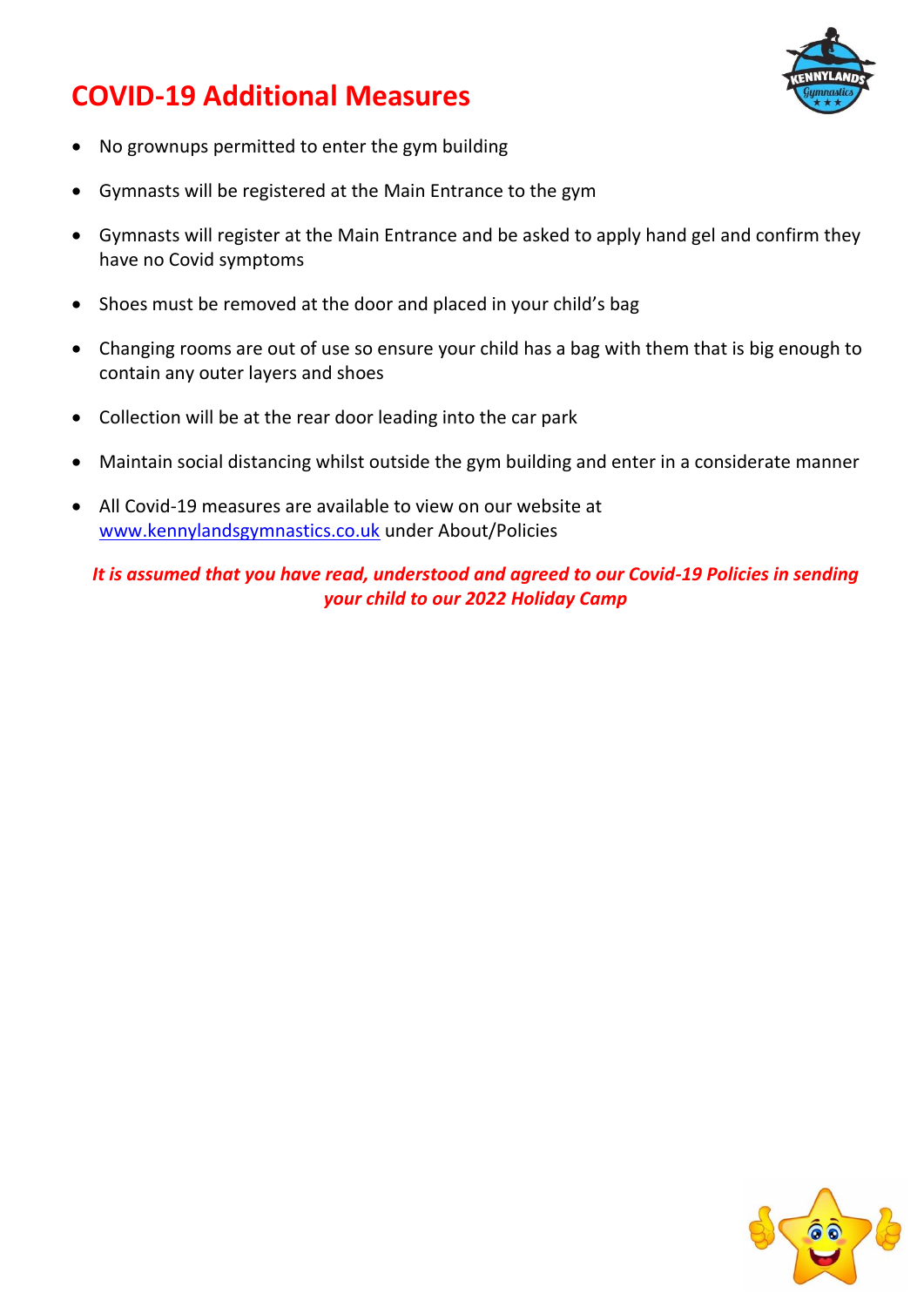# COVID-19 Additional Measures

- No grownups permitted to enter the gym building
- Gymnasts will be registered at the Main Entrance to the gym
- Gymnasts will register at the Main Entrance and be asked to apply hand gel and confirm they have no Covid symptoms
- Shoes must be removed at the door and placed in your child's bag
- Changing rooms are out of use so ensure your child has a bag with them that is big enough to contain any outer layers and shoes
- Collection will be at the rear door leading into the car park
- Maintain social distancing whilst outside the gym building and enter in a considerate manner
- All Covid-19 measures are available to view on our website at [www.kennylandsgymnastics.co.uk](http://www.kennylandsgymnastics.co.uk) under About/Policies

***It is assumed that you have read, understood and agreed to our Covid-19 Policies in sending your child to our 2022 Holiday Camp***